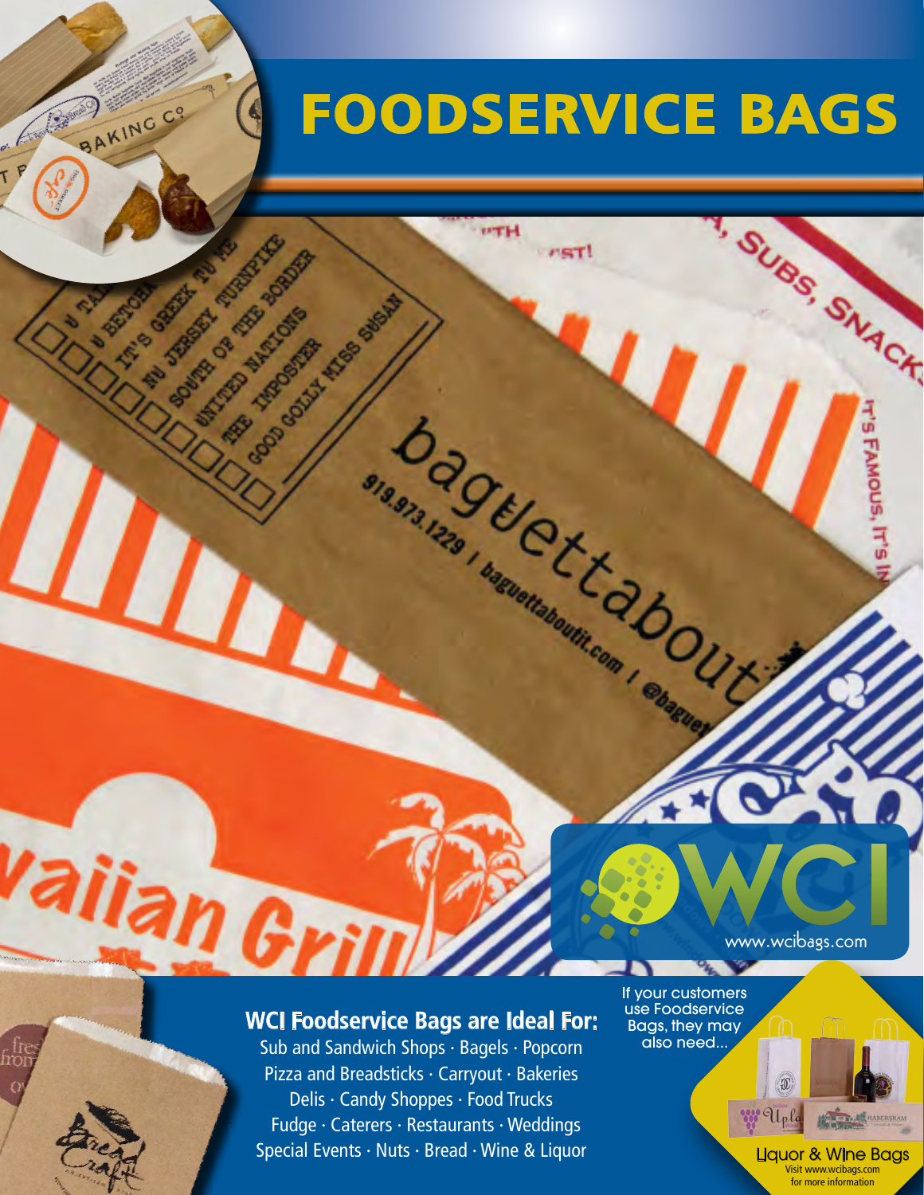# FOODSERVICE BAGS

www.wcibags.com

## WCI Foodservice Bags are Ideal For:

Sub and Sandwich Shops · Bagels · Popcorn
Pizza and Breadsticks · Carryout · Bakeries
Delis · Candy Shoppes · Food Trucks
Fudge · Caterers · Restaurants · Weddings
Special Events · Nuts · Bread · Wine & Liquor

If your customers use Foodservice Bags, they may also need...

**Liquor & Wine Bags**
Visit www.wcibags.com for more information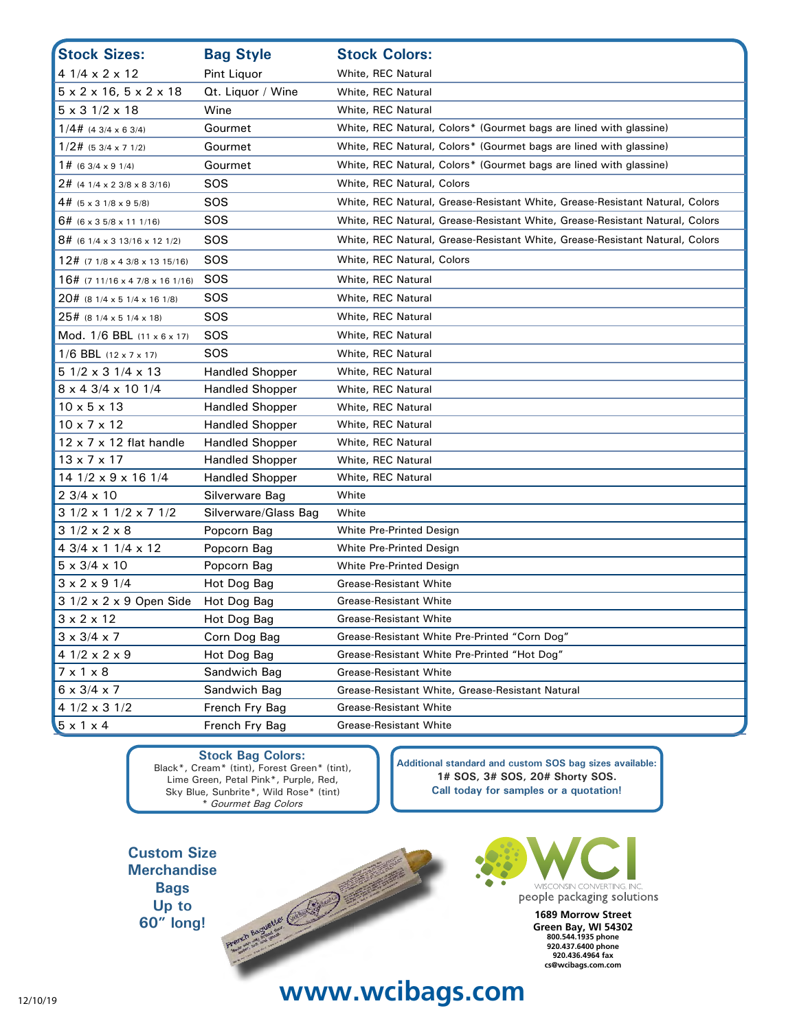| Stock Sizes: | Bag Style | Stock Colors: |
|---|---|---|
| 4 1/4 x 2 x 12 | Pint Liquor | White, REC Natural |
| 5 x 2 x 16, 5 x 2 x 18 | Qt. Liquor / Wine | White, REC Natural |
| 5 x 3 1/2 x 18 | Wine | White, REC Natural |
| 1/4# (4 3/4 x 6 3/4) | Gourmet | White, REC Natural, Colors* (Gourmet bags are lined with glassine) |
| 1/2# (5 3/4 x 7 1/2) | Gourmet | White, REC Natural, Colors* (Gourmet bags are lined with glassine) |
| 1# (6 3/4 x 9 1/4) | Gourmet | White, REC Natural, Colors* (Gourmet bags are lined with glassine) |
| 2# (4 1/4 x 2 3/8 x 8 3/16) | SOS | White, REC Natural, Colors |
| 4# (5 x 3 1/8 x 9 5/8) | SOS | White, REC Natural, Grease-Resistant White, Grease-Resistant Natural, Colors |
| 6# (6 x 3 5/8 x 11 1/16) | SOS | White, REC Natural, Grease-Resistant White, Grease-Resistant Natural, Colors |
| 8# (6 1/4 x 3 13/16 x 12 1/2) | SOS | White, REC Natural, Grease-Resistant White, Grease-Resistant Natural, Colors |
| 12# (7 1/8 x 4 3/8 x 13 15/16) | SOS | White, REC Natural, Colors |
| 16# (7 11/16 x 4 7/8 x 16 1/16) | SOS | White, REC Natural |
| 20# (8 1/4 x 5 1/4 x 16 1/8) | SOS | White, REC Natural |
| 25# (8 1/4 x 5 1/4 x 18) | SOS | White, REC Natural |
| Mod. 1/6 BBL (11 x 6 x 17) | SOS | White, REC Natural |
| 1/6 BBL (12 x 7 x 17) | SOS | White, REC Natural |
| 5 1/2 x 3 1/4 x 13 | Handled Shopper | White, REC Natural |
| 8 x 4 3/4 x 10 1/4 | Handled Shopper | White, REC Natural |
| 10 x 5 x 13 | Handled Shopper | White, REC Natural |
| 10 x 7 x 12 | Handled Shopper | White, REC Natural |
| 12 x 7 x 12 flat handle | Handled Shopper | White, REC Natural |
| 13 x 7 x 17 | Handled Shopper | White, REC Natural |
| 14 1/2 x 9 x 16 1/4 | Handled Shopper | White, REC Natural |
| 2 3/4 x 10 | Silverware Bag | White |
| 3 1/2 x 1 1/2 x 7 1/2 | Silverware/Glass Bag | White |
| 3 1/2 x 2 x 8 | Popcorn Bag | White Pre-Printed Design |
| 4 3/4 x 1 1/4 x 12 | Popcorn Bag | White Pre-Printed Design |
| 5 x 3/4 x 10 | Popcorn Bag | White Pre-Printed Design |
| 3 x 2 x 9 1/4 | Hot Dog Bag | Grease-Resistant White |
| 3 1/2 x 2 x 9 Open Side | Hot Dog Bag | Grease-Resistant White |
| 3 x 2 x 12 | Hot Dog Bag | Grease-Resistant White |
| 3 x 3/4 x 7 | Corn Dog Bag | Grease-Resistant White Pre-Printed "Corn Dog" |
| 4 1/2 x 2 x 9 | Hot Dog Bag | Grease-Resistant White Pre-Printed "Hot Dog" |
| 7 x 1 x 8 | Sandwich Bag | Grease-Resistant White |
| 6 x 3/4 x 7 | Sandwich Bag | Grease-Resistant White, Grease-Resistant Natural |
| 4 1/2 x 3 1/2 | French Fry Bag | Grease-Resistant White |
| 5 x 1 x 4 | French Fry Bag | Grease-Resistant White |

**Stock Bag Colors:**
Black*, Cream* (tint), Forest Green* (tint), Lime Green, Petal Pink*, Purple, Red, Sky Blue, Sunbrite*, Wild Rose* (tint)
*\* Gourmet Bag Colors*

**Additional standard and custom SOS bag sizes available:**
**1# SOS, 3# SOS, 20# Shorty SOS.**
**Call today for samples or a quotation!**

**Custom Size Merchandise Bags Up to 60" long!**

WCI
WISCONSIN CONVERTING, INC.
people packaging solutions

**1689 Morrow Street**
**Green Bay, WI 54302**
800.544.1935 phone
920.437.6400 phone
920.436.4964 fax
cs@wcibags.com.com

12/10/19

**www.wcibags.com**